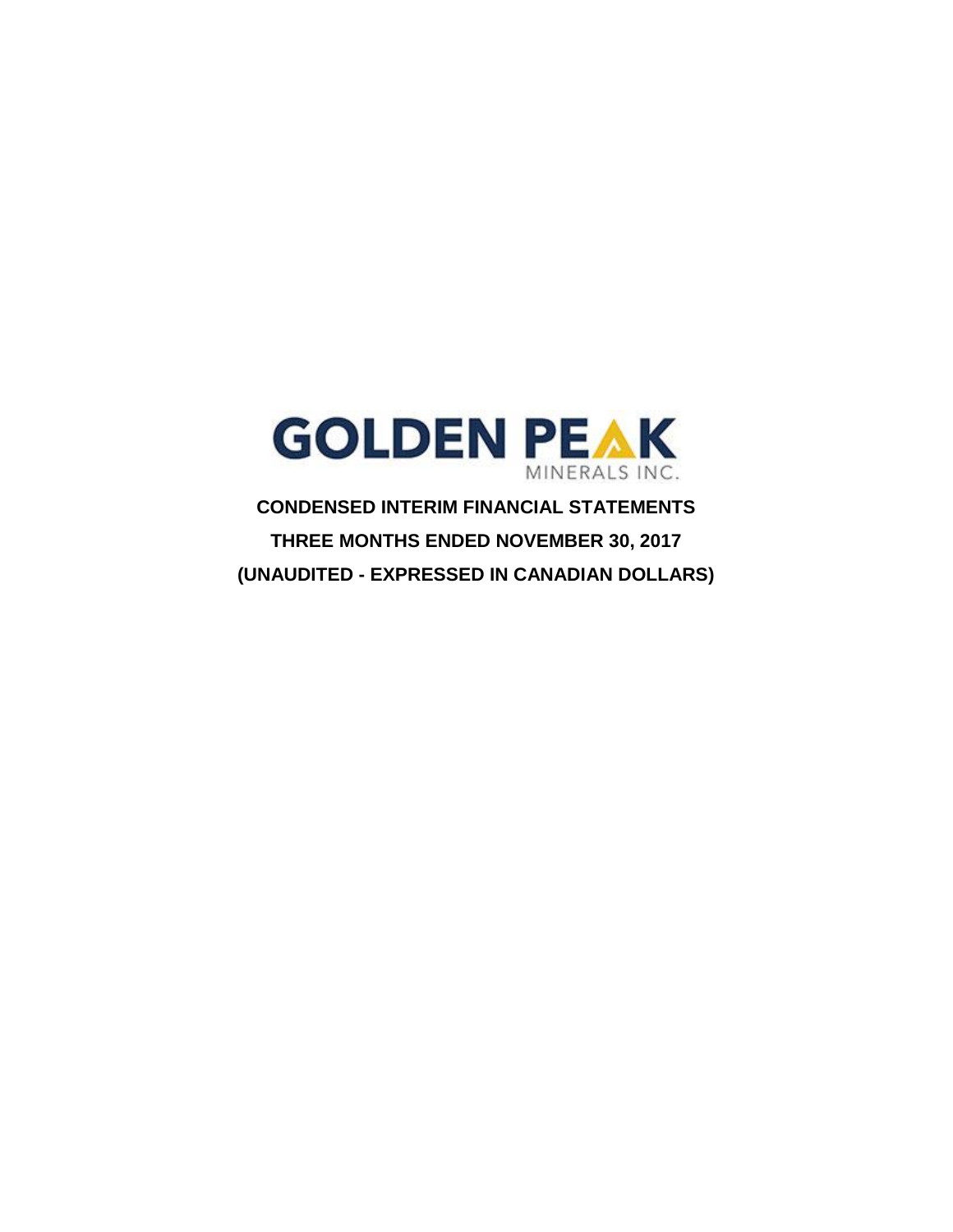# GOLDEN PEAK

MINERALS INC.

**CONDENSED INTERIM FINANCIAL STATEMENTS**

**THREE MONTHS ENDED NOVEMBER 30, 2017**

**(UNAUDITED - EXPRESSED IN CANADIAN DOLLARS)**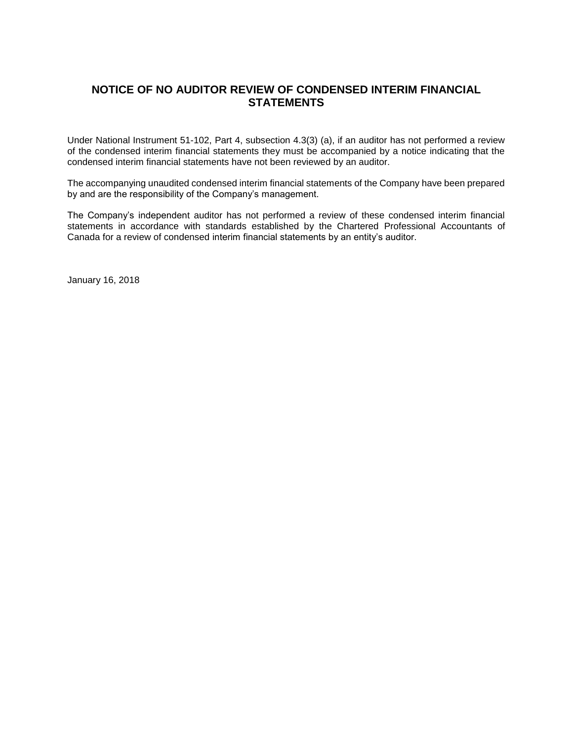## NOTICE OF NO AUDITOR REVIEW OF CONDENSED INTERIM FINANCIAL STATEMENTS

Under National Instrument 51-102, Part 4, subsection 4.3(3) (a), if an auditor has not performed a review of the condensed interim financial statements they must be accompanied by a notice indicating that the condensed interim financial statements have not been reviewed by an auditor.

The accompanying unaudited condensed interim financial statements of the Company have been prepared by and are the responsibility of the Company's management.

The Company's independent auditor has not performed a review of these condensed interim financial statements in accordance with standards established by the Chartered Professional Accountants of Canada for a review of condensed interim financial statements by an entity's auditor.

January 16, 2018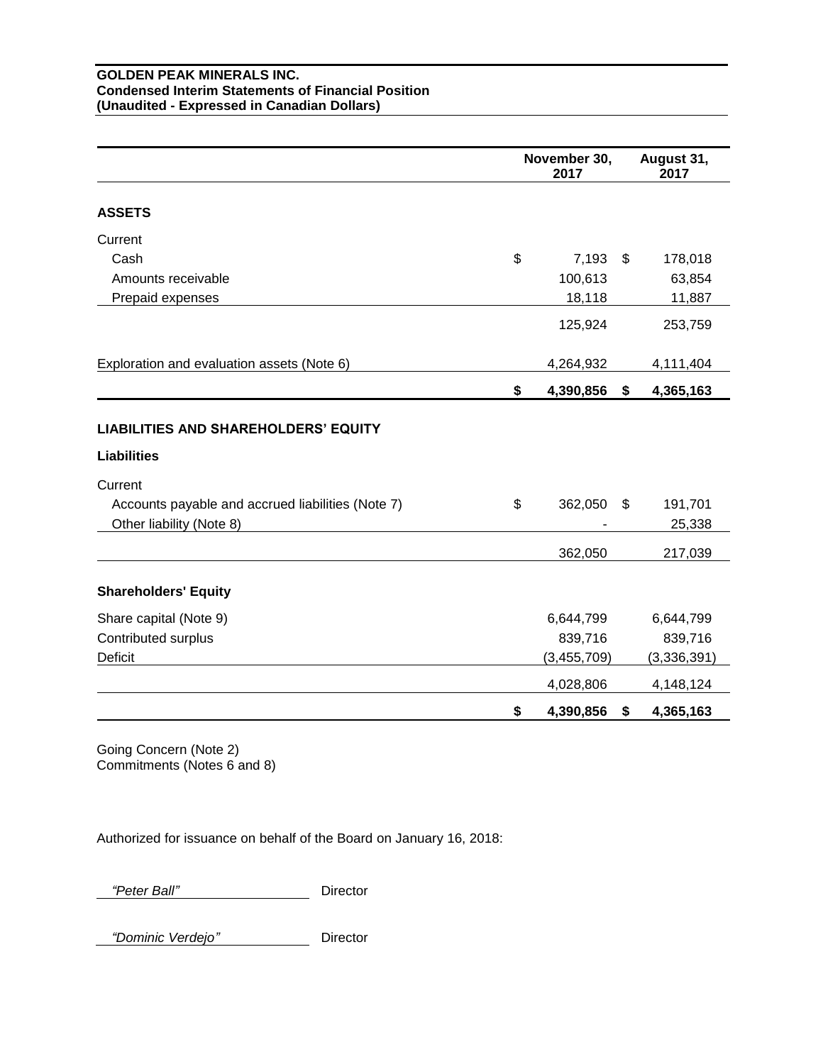**GOLDEN PEAK MINERALS INC.**
**Condensed Interim Statements of Financial Position**
**(Unaudited - Expressed in Canadian Dollars)**

| | November 30, 2017 | August 31, 2017 |
|---|---|---|
| **ASSETS** | | |
| Current | | |
| Cash | $ 7,193 | $ 178,018 |
| Amounts receivable | 100,613 | 63,854 |
| Prepaid expenses | 18,118 | 11,887 |
| | 125,924 | 253,759 |
| Exploration and evaluation assets (Note 6) | 4,264,932 | 4,111,404 |
| | **$ 4,390,856** | **$ 4,365,163** |
| **LIABILITIES AND SHAREHOLDERS' EQUITY** | | |
| **Liabilities** | | |
| Current | | |
| Accounts payable and accrued liabilities (Note 7) | $ 362,050 | $ 191,701 |
| Other liability (Note 8) | - | 25,338 |
| | 362,050 | 217,039 |
| **Shareholders' Equity** | | |
| Share capital (Note 9) | 6,644,799 | 6,644,799 |
| Contributed surplus | 839,716 | 839,716 |
| Deficit | (3,455,709) | (3,336,391) |
| | 4,028,806 | 4,148,124 |
| | **$ 4,390,856** | **$ 4,365,163** |

Going Concern (Note 2)
Commitments (Notes 6 and 8)

Authorized for issuance on behalf of the Board on January 16, 2018:

*"Peter Ball"* Director

*"Dominic Verdejo"* Director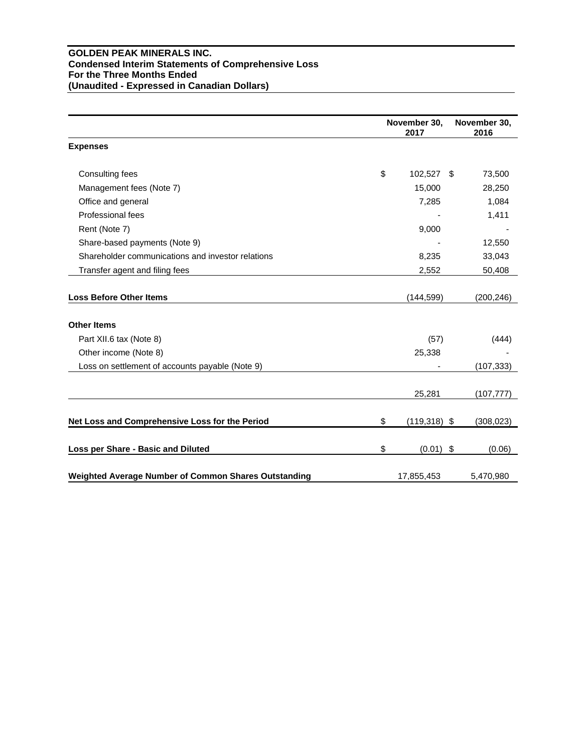**GOLDEN PEAK MINERALS INC.**
**Condensed Interim Statements of Comprehensive Loss**
**For the Three Months Ended**
**(Unaudited - Expressed in Canadian Dollars)**

| | November 30, 2017 | November 30, 2016 |
|---|---|---|
| **Expenses** | | |
| Consulting fees | $ 102,527 | $ 73,500 |
| Management fees (Note 7) | 15,000 | 28,250 |
| Office and general | 7,285 | 1,084 |
| Professional fees | - | 1,411 |
| Rent (Note 7) | 9,000 | - |
| Share-based payments (Note 9) | - | 12,550 |
| Shareholder communications and investor relations | 8,235 | 33,043 |
| Transfer agent and filing fees | 2,552 | 50,408 |
| **Loss Before Other Items** | (144,599) | (200,246) |
| **Other Items** | | |
| Part XII.6 tax (Note 8) | (57) | (444) |
| Other income (Note 8) | 25,338 | - |
| Loss on settlement of accounts payable (Note 9) | - | (107,333) |
| | 25,281 | (107,777) |
| **Net Loss and Comprehensive Loss for the Period** | $ (119,318) | $ (308,023) |
| **Loss per Share - Basic and Diluted** | $ (0.01) | $ (0.06) |
| **Weighted Average Number of Common Shares Outstanding** | 17,855,453 | 5,470,980 |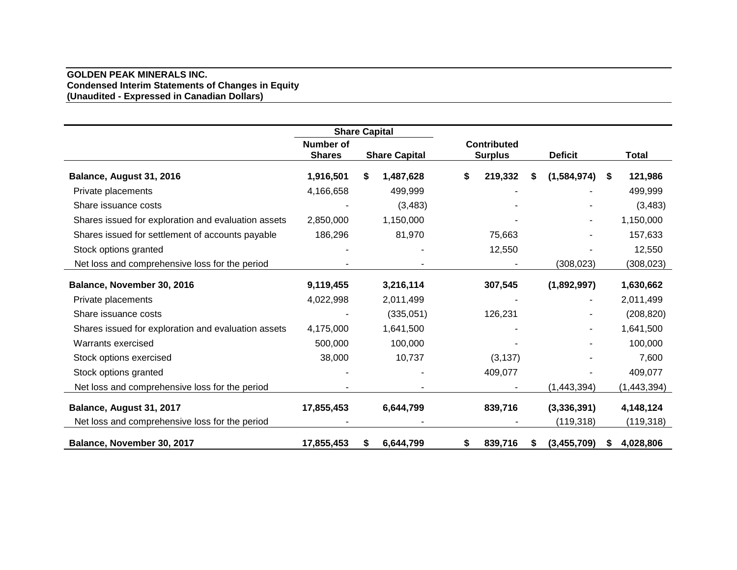**GOLDEN PEAK MINERALS INC.**
**Condensed Interim Statements of Changes in Equity**
**(Unaudited - Expressed in Canadian Dollars)**

| | Share Capital | | | | |
|---|---|---|---|---|---|
| | Number of Shares | Share Capital | Contributed Surplus | Deficit | Total |
| **Balance, August 31, 2016** | **1,916,501** | **$ 1,487,628** | **$ 219,332** | **$ (1,584,974)** | **$ 121,986** |
| Private placements | 4,166,658 | 499,999 | - | - | 499,999 |
| Share issuance costs | - | (3,483) | - | - | (3,483) |
| Shares issued for exploration and evaluation assets | 2,850,000 | 1,150,000 | - | - | 1,150,000 |
| Shares issued for settlement of accounts payable | 186,296 | 81,970 | 75,663 | - | 157,633 |
| Stock options granted | - | - | 12,550 | - | 12,550 |
| Net loss and comprehensive loss for the period | - | - | - | (308,023) | (308,023) |
| **Balance, November 30, 2016** | **9,119,455** | **3,216,114** | **307,545** | **(1,892,997)** | **1,630,662** |
| Private placements | 4,022,998 | 2,011,499 | - | - | 2,011,499 |
| Share issuance costs | - | (335,051) | 126,231 | - | (208,820) |
| Shares issued for exploration and evaluation assets | 4,175,000 | 1,641,500 | - | - | 1,641,500 |
| Warrants exercised | 500,000 | 100,000 | - | - | 100,000 |
| Stock options exercised | 38,000 | 10,737 | (3,137) | - | 7,600 |
| Stock options granted | - | - | 409,077 | - | 409,077 |
| Net loss and comprehensive loss for the period | - | - | - | (1,443,394) | (1,443,394) |
| **Balance, August 31, 2017** | **17,855,453** | **6,644,799** | **839,716** | **(3,336,391)** | **4,148,124** |
| Net loss and comprehensive loss for the period | - | - | - | (119,318) | (119,318) |
| **Balance, November 30, 2017** | **17,855,453** | **$ 6,644,799** | **$ 839,716** | **$ (3,455,709)** | **$ 4,028,806** |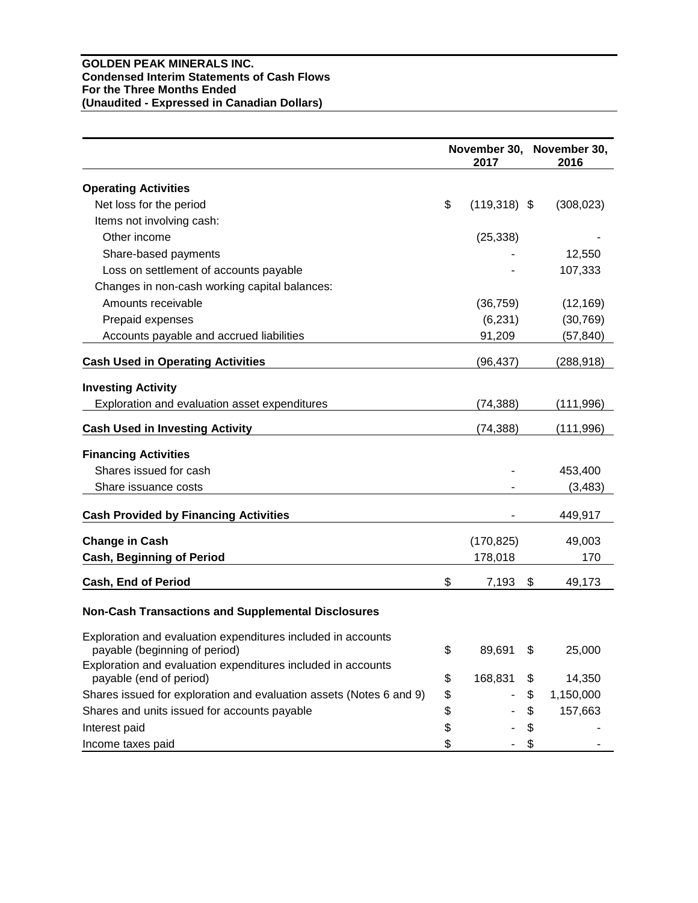**GOLDEN PEAK MINERALS INC.**
**Condensed Interim Statements of Cash Flows**
**For the Three Months Ended**
**(Unaudited - Expressed in Canadian Dollars)**

| | November 30, 2017 | November 30, 2016 |
|---|---|---|
| **Operating Activities** | | |
| Net loss for the period | $ (119,318) | $ (308,023) |
| Items not involving cash: | | |
| Other income | (25,338) | - |
| Share-based payments | - | 12,550 |
| Loss on settlement of accounts payable | - | 107,333 |
| Changes in non-cash working capital balances: | | |
| Amounts receivable | (36,759) | (12,169) |
| Prepaid expenses | (6,231) | (30,769) |
| Accounts payable and accrued liabilities | 91,209 | (57,840) |
| **Cash Used in Operating Activities** | (96,437) | (288,918) |
| **Investing Activity** | | |
| Exploration and evaluation asset expenditures | (74,388) | (111,996) |
| **Cash Used in Investing Activity** | (74,388) | (111,996) |
| **Financing Activities** | | |
| Shares issued for cash | - | 453,400 |
| Share issuance costs | - | (3,483) |
| **Cash Provided by Financing Activities** | - | 449,917 |
| **Change in Cash** | (170,825) | 49,003 |
| **Cash, Beginning of Period** | 178,018 | 170 |
| **Cash, End of Period** | $ 7,193 | $ 49,173 |
| **Non-Cash Transactions and Supplemental Disclosures** | | |
| Exploration and evaluation expenditures included in accounts payable (beginning of period) | $ 89,691 | $ 25,000 |
| Exploration and evaluation expenditures included in accounts payable (end of period) | $ 168,831 | $ 14,350 |
| Shares issued for exploration and evaluation assets (Notes 6 and 9) | $ - | $ 1,150,000 |
| Shares and units issued for accounts payable | $ - | $ 157,663 |
| Interest paid | $ - | $ - |
| Income taxes paid | $ - | $ - |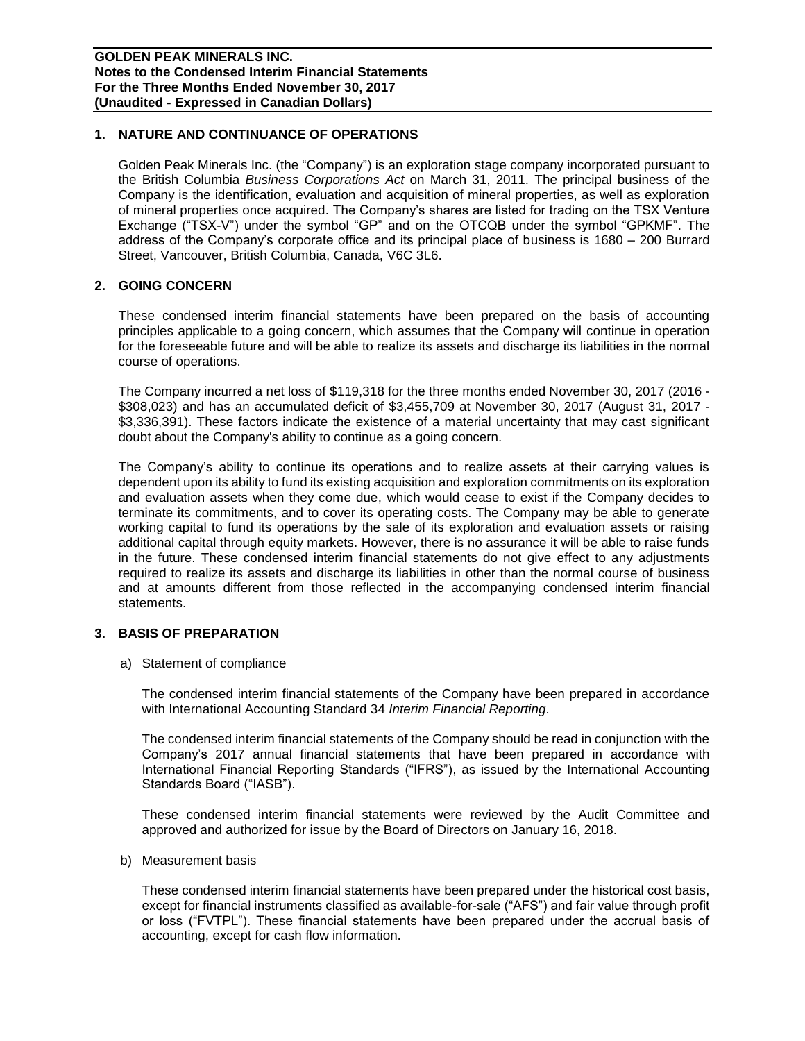## 1. NATURE AND CONTINUANCE OF OPERATIONS

Golden Peak Minerals Inc. (the "Company") is an exploration stage company incorporated pursuant to the British Columbia *Business Corporations Act* on March 31, 2011. The principal business of the Company is the identification, evaluation and acquisition of mineral properties, as well as exploration of mineral properties once acquired. The Company's shares are listed for trading on the TSX Venture Exchange ("TSX-V") under the symbol "GP" and on the OTCQB under the symbol "GPKMF". The address of the Company's corporate office and its principal place of business is 1680 – 200 Burrard Street, Vancouver, British Columbia, Canada, V6C 3L6.

## 2. GOING CONCERN

These condensed interim financial statements have been prepared on the basis of accounting principles applicable to a going concern, which assumes that the Company will continue in operation for the foreseeable future and will be able to realize its assets and discharge its liabilities in the normal course of operations.

The Company incurred a net loss of $119,318 for the three months ended November 30, 2017 (2016 - $308,023) and has an accumulated deficit of $3,455,709 at November 30, 2017 (August 31, 2017 - $3,336,391). These factors indicate the existence of a material uncertainty that may cast significant doubt about the Company's ability to continue as a going concern.

The Company's ability to continue its operations and to realize assets at their carrying values is dependent upon its ability to fund its existing acquisition and exploration commitments on its exploration and evaluation assets when they come due, which would cease to exist if the Company decides to terminate its commitments, and to cover its operating costs. The Company may be able to generate working capital to fund its operations by the sale of its exploration and evaluation assets or raising additional capital through equity markets. However, there is no assurance it will be able to raise funds in the future. These condensed interim financial statements do not give effect to any adjustments required to realize its assets and discharge its liabilities in other than the normal course of business and at amounts different from those reflected in the accompanying condensed interim financial statements.

## 3. BASIS OF PREPARATION

a) Statement of compliance

The condensed interim financial statements of the Company have been prepared in accordance with International Accounting Standard 34 *Interim Financial Reporting*.

The condensed interim financial statements of the Company should be read in conjunction with the Company's 2017 annual financial statements that have been prepared in accordance with International Financial Reporting Standards ("IFRS"), as issued by the International Accounting Standards Board ("IASB").

These condensed interim financial statements were reviewed by the Audit Committee and approved and authorized for issue by the Board of Directors on January 16, 2018.

b) Measurement basis

These condensed interim financial statements have been prepared under the historical cost basis, except for financial instruments classified as available-for-sale ("AFS") and fair value through profit or loss ("FVTPL"). These financial statements have been prepared under the accrual basis of accounting, except for cash flow information.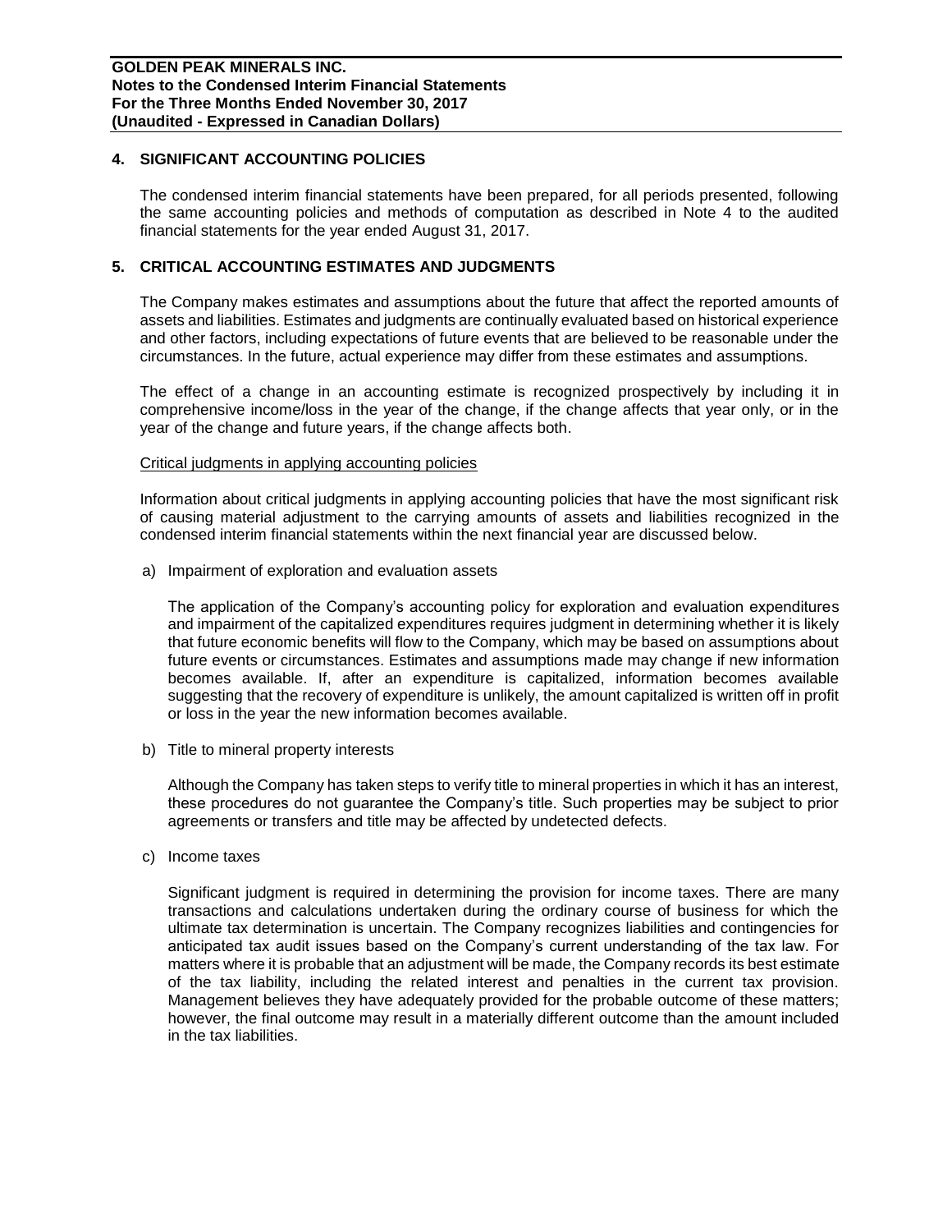## 4. SIGNIFICANT ACCOUNTING POLICIES

The condensed interim financial statements have been prepared, for all periods presented, following the same accounting policies and methods of computation as described in Note 4 to the audited financial statements for the year ended August 31, 2017.

## 5. CRITICAL ACCOUNTING ESTIMATES AND JUDGMENTS

The Company makes estimates and assumptions about the future that affect the reported amounts of assets and liabilities. Estimates and judgments are continually evaluated based on historical experience and other factors, including expectations of future events that are believed to be reasonable under the circumstances. In the future, actual experience may differ from these estimates and assumptions.

The effect of a change in an accounting estimate is recognized prospectively by including it in comprehensive income/loss in the year of the change, if the change affects that year only, or in the year of the change and future years, if the change affects both.

<u>Critical judgments in applying accounting policies</u>

Information about critical judgments in applying accounting policies that have the most significant risk of causing material adjustment to the carrying amounts of assets and liabilities recognized in the condensed interim financial statements within the next financial year are discussed below.

a) Impairment of exploration and evaluation assets

   The application of the Company's accounting policy for exploration and evaluation expenditures and impairment of the capitalized expenditures requires judgment in determining whether it is likely that future economic benefits will flow to the Company, which may be based on assumptions about future events or circumstances. Estimates and assumptions made may change if new information becomes available. If, after an expenditure is capitalized, information becomes available suggesting that the recovery of expenditure is unlikely, the amount capitalized is written off in profit or loss in the year the new information becomes available.

b) Title to mineral property interests

   Although the Company has taken steps to verify title to mineral properties in which it has an interest, these procedures do not guarantee the Company's title. Such properties may be subject to prior agreements or transfers and title may be affected by undetected defects.

c) Income taxes

   Significant judgment is required in determining the provision for income taxes. There are many transactions and calculations undertaken during the ordinary course of business for which the ultimate tax determination is uncertain. The Company recognizes liabilities and contingencies for anticipated tax audit issues based on the Company's current understanding of the tax law. For matters where it is probable that an adjustment will be made, the Company records its best estimate of the tax liability, including the related interest and penalties in the current tax provision. Management believes they have adequately provided for the probable outcome of these matters; however, the final outcome may result in a materially different outcome than the amount included in the tax liabilities.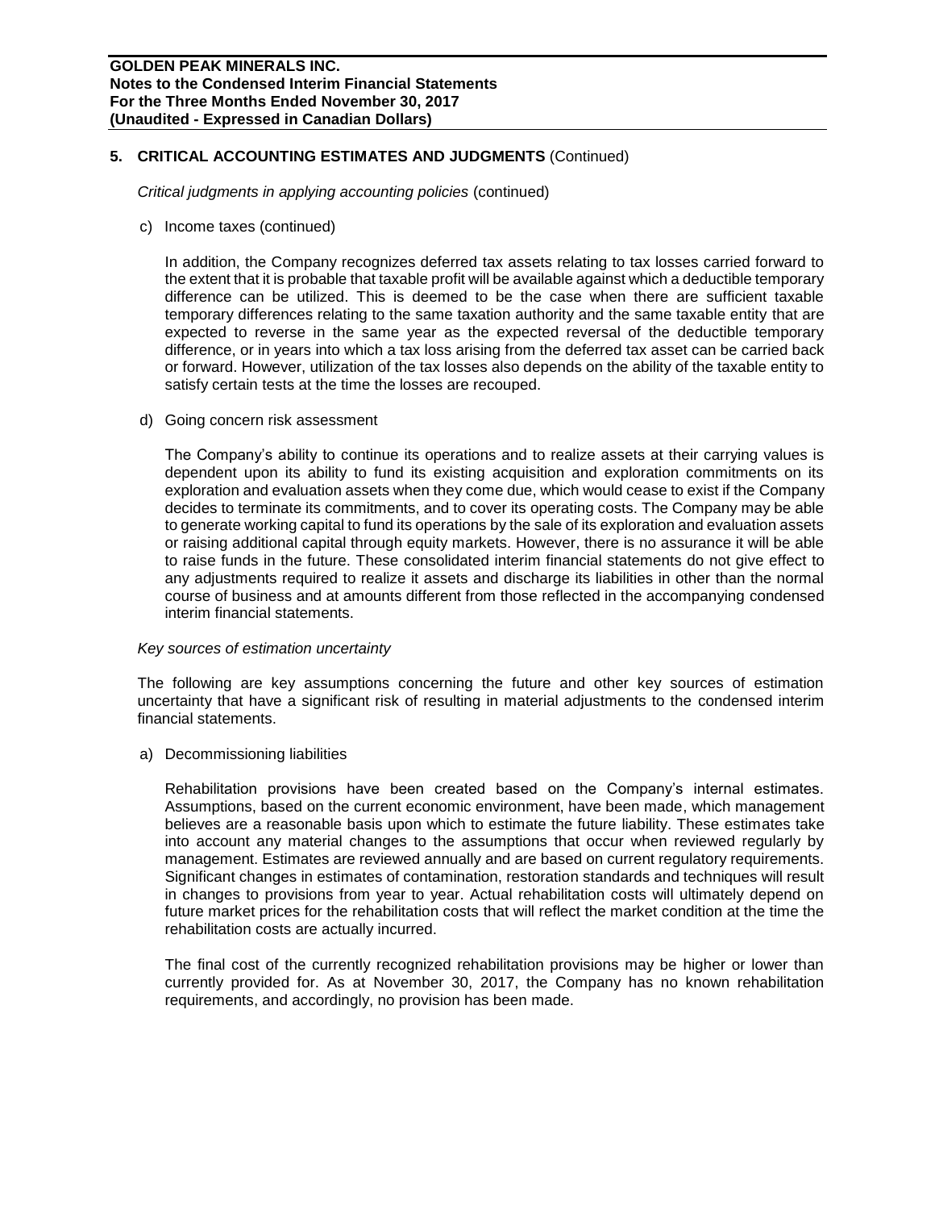## 5. CRITICAL ACCOUNTING ESTIMATES AND JUDGMENTS (Continued)

*Critical judgments in applying accounting policies* (continued)

c) Income taxes (continued)

In addition, the Company recognizes deferred tax assets relating to tax losses carried forward to the extent that it is probable that taxable profit will be available against which a deductible temporary difference can be utilized. This is deemed to be the case when there are sufficient taxable temporary differences relating to the same taxation authority and the same taxable entity that are expected to reverse in the same year as the expected reversal of the deductible temporary difference, or in years into which a tax loss arising from the deferred tax asset can be carried back or forward. However, utilization of the tax losses also depends on the ability of the taxable entity to satisfy certain tests at the time the losses are recouped.

d) Going concern risk assessment

The Company's ability to continue its operations and to realize assets at their carrying values is dependent upon its ability to fund its existing acquisition and exploration commitments on its exploration and evaluation assets when they come due, which would cease to exist if the Company decides to terminate its commitments, and to cover its operating costs. The Company may be able to generate working capital to fund its operations by the sale of its exploration and evaluation assets or raising additional capital through equity markets. However, there is no assurance it will be able to raise funds in the future. These consolidated interim financial statements do not give effect to any adjustments required to realize it assets and discharge its liabilities in other than the normal course of business and at amounts different from those reflected in the accompanying condensed interim financial statements.

*Key sources of estimation uncertainty*

The following are key assumptions concerning the future and other key sources of estimation uncertainty that have a significant risk of resulting in material adjustments to the condensed interim financial statements.

a) Decommissioning liabilities

Rehabilitation provisions have been created based on the Company's internal estimates. Assumptions, based on the current economic environment, have been made, which management believes are a reasonable basis upon which to estimate the future liability. These estimates take into account any material changes to the assumptions that occur when reviewed regularly by management. Estimates are reviewed annually and are based on current regulatory requirements. Significant changes in estimates of contamination, restoration standards and techniques will result in changes to provisions from year to year. Actual rehabilitation costs will ultimately depend on future market prices for the rehabilitation costs that will reflect the market condition at the time the rehabilitation costs are actually incurred.

The final cost of the currently recognized rehabilitation provisions may be higher or lower than currently provided for. As at November 30, 2017, the Company has no known rehabilitation requirements, and accordingly, no provision has been made.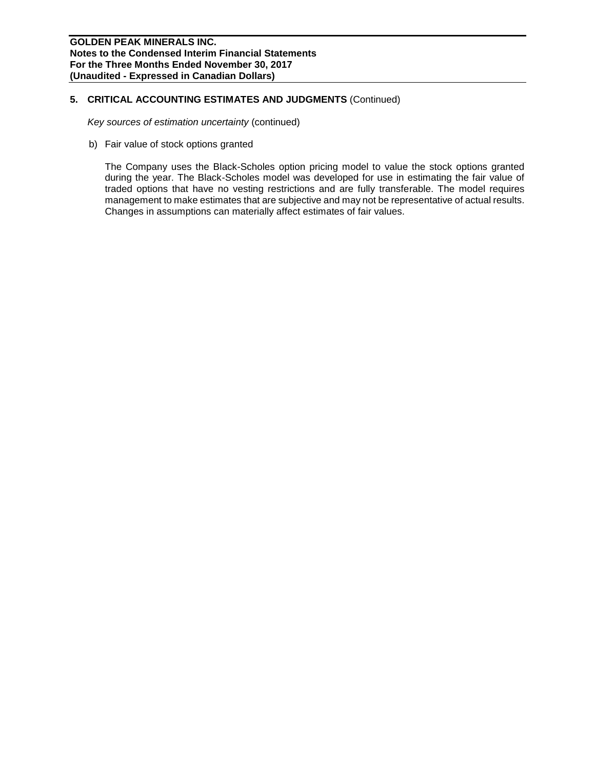## 5. CRITICAL ACCOUNTING ESTIMATES AND JUDGMENTS (Continued)

*Key sources of estimation uncertainty* (continued)

b) Fair value of stock options granted

The Company uses the Black-Scholes option pricing model to value the stock options granted during the year. The Black-Scholes model was developed for use in estimating the fair value of traded options that have no vesting restrictions and are fully transferable. The model requires management to make estimates that are subjective and may not be representative of actual results. Changes in assumptions can materially affect estimates of fair values.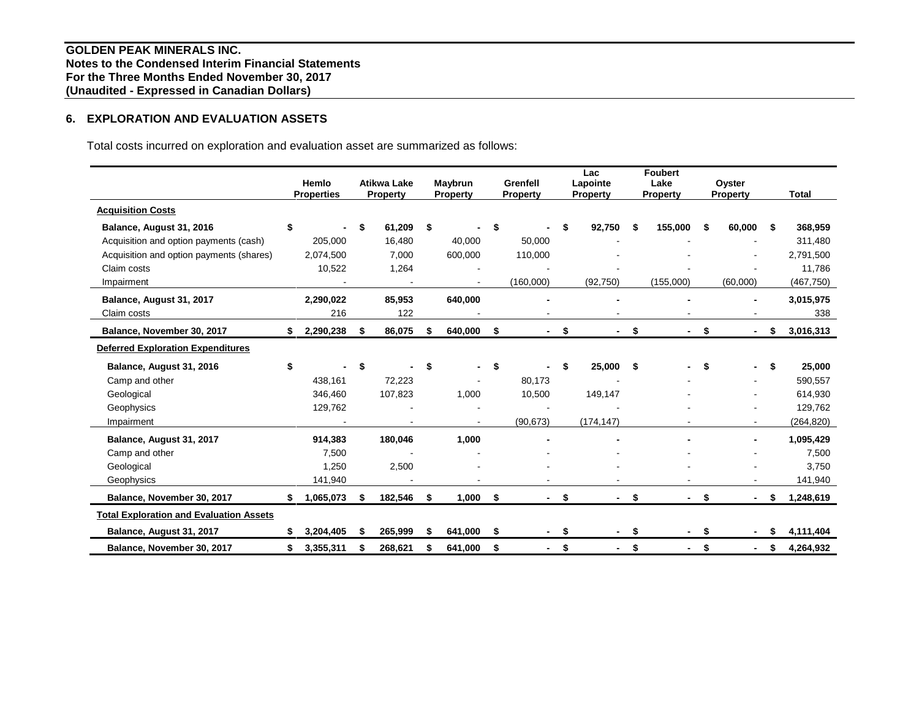**GOLDEN PEAK MINERALS INC.**
**Notes to the Condensed Interim Financial Statements**
**For the Three Months Ended November 30, 2017**
**(Unaudited - Expressed in Canadian Dollars)**

## 6. EXPLORATION AND EVALUATION ASSETS

Total costs incurred on exploration and evaluation asset are summarized as follows:

| | Hemlo Properties | Atikwa Lake Property | Maybrun Property | Grenfell Property | Lac Lapointe Property | Foubert Lake Property | Oyster Property | Total |
|---|---|---|---|---|---|---|---|---|
| **Acquisition Costs** | | | | | | | | |
| **Balance, August 31, 2016** | $ - | $ 61,209 | $ - | $ - | $ 92,750 | $ 155,000 | $ 60,000 | $ 368,959 |
| Acquisition and option payments (cash) | 205,000 | 16,480 | 40,000 | 50,000 | - | - | - | 311,480 |
| Acquisition and option payments (shares) | 2,074,500 | 7,000 | 600,000 | 110,000 | - | - | - | 2,791,500 |
| Claim costs | 10,522 | 1,264 | - | - | - | - | - | 11,786 |
| Impairment | - | - | - | (160,000) | (92,750) | (155,000) | (60,000) | (467,750) |
| **Balance, August 31, 2017** | **2,290,022** | **85,953** | **640,000** | **-** | **-** | **-** | **-** | **3,015,975** |
| Claim costs | 216 | 122 | - | - | - | - | - | 338 |
| **Balance, November 30, 2017** | **$ 2,290,238** | **$ 86,075** | **$ 640,000** | **$ -** | **$ -** | **$ -** | **$ -** | **$ 3,016,313** |
| **Deferred Exploration Expenditures** | | | | | | | | |
| **Balance, August 31, 2016** | $ - | $ - | $ - | $ - | $ 25,000 | $ - | $ - | $ 25,000 |
| Camp and other | 438,161 | 72,223 | - | 80,173 | - | - | - | 590,557 |
| Geological | 346,460 | 107,823 | 1,000 | 10,500 | 149,147 | - | - | 614,930 |
| Geophysics | 129,762 | - | - | - | - | - | - | 129,762 |
| Impairment | - | - | - | (90,673) | (174,147) | - | - | (264,820) |
| **Balance, August 31, 2017** | **914,383** | **180,046** | **1,000** | **-** | **-** | **-** | **-** | **1,095,429** |
| Camp and other | 7,500 | - | - | - | - | - | - | 7,500 |
| Geological | 1,250 | 2,500 | - | - | - | - | - | 3,750 |
| Geophysics | 141,940 | - | - | - | - | - | - | 141,940 |
| **Balance, November 30, 2017** | **$ 1,065,073** | **$ 182,546** | **$ 1,000** | **$ -** | **$ -** | **$ -** | **$ -** | **$ 1,248,619** |
| **Total Exploration and Evaluation Assets** | | | | | | | | |
| **Balance, August 31, 2017** | **$ 3,204,405** | **$ 265,999** | **$ 641,000** | **$ -** | **$ -** | **$ -** | **$ -** | **$ 4,111,404** |
| **Balance, November 30, 2017** | **$ 3,355,311** | **$ 268,621** | **$ 641,000** | **$ -** | **$ -** | **$ -** | **$ -** | **$ 4,264,932** |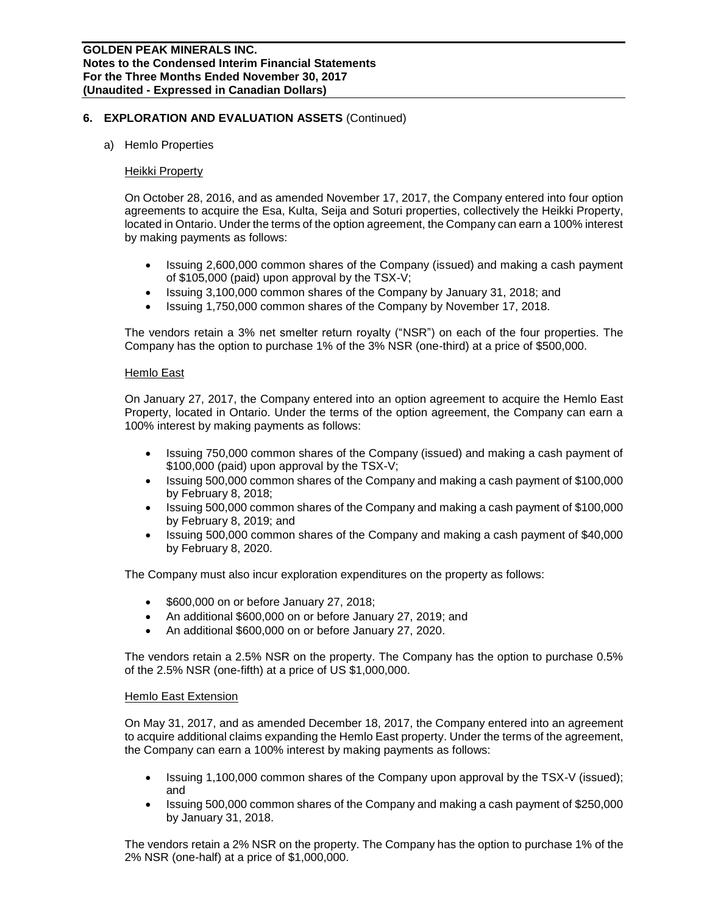## 6. EXPLORATION AND EVALUATION ASSETS (Continued)

a) Hemlo Properties

<u>Heikki Property</u>

On October 28, 2016, and as amended November 17, 2017, the Company entered into four option agreements to acquire the Esa, Kulta, Seija and Soturi properties, collectively the Heikki Property, located in Ontario. Under the terms of the option agreement, the Company can earn a 100% interest by making payments as follows:

- Issuing 2,600,000 common shares of the Company (issued) and making a cash payment of $105,000 (paid) upon approval by the TSX-V;
- Issuing 3,100,000 common shares of the Company by January 31, 2018; and
- Issuing 1,750,000 common shares of the Company by November 17, 2018.

The vendors retain a 3% net smelter return royalty ("NSR") on each of the four properties. The Company has the option to purchase 1% of the 3% NSR (one-third) at a price of $500,000.

<u>Hemlo East</u>

On January 27, 2017, the Company entered into an option agreement to acquire the Hemlo East Property, located in Ontario. Under the terms of the option agreement, the Company can earn a 100% interest by making payments as follows:

- Issuing 750,000 common shares of the Company (issued) and making a cash payment of $100,000 (paid) upon approval by the TSX-V;
- Issuing 500,000 common shares of the Company and making a cash payment of $100,000 by February 8, 2018;
- Issuing 500,000 common shares of the Company and making a cash payment of $100,000 by February 8, 2019; and
- Issuing 500,000 common shares of the Company and making a cash payment of $40,000 by February 8, 2020.

The Company must also incur exploration expenditures on the property as follows:

- $600,000 on or before January 27, 2018;
- An additional $600,000 on or before January 27, 2019; and
- An additional $600,000 on or before January 27, 2020.

The vendors retain a 2.5% NSR on the property. The Company has the option to purchase 0.5% of the 2.5% NSR (one-fifth) at a price of US $1,000,000.

<u>Hemlo East Extension</u>

On May 31, 2017, and as amended December 18, 2017, the Company entered into an agreement to acquire additional claims expanding the Hemlo East property. Under the terms of the agreement, the Company can earn a 100% interest by making payments as follows:

- Issuing 1,100,000 common shares of the Company upon approval by the TSX-V (issued); and
- Issuing 500,000 common shares of the Company and making a cash payment of $250,000 by January 31, 2018.

The vendors retain a 2% NSR on the property. The Company has the option to purchase 1% of the 2% NSR (one-half) at a price of $1,000,000.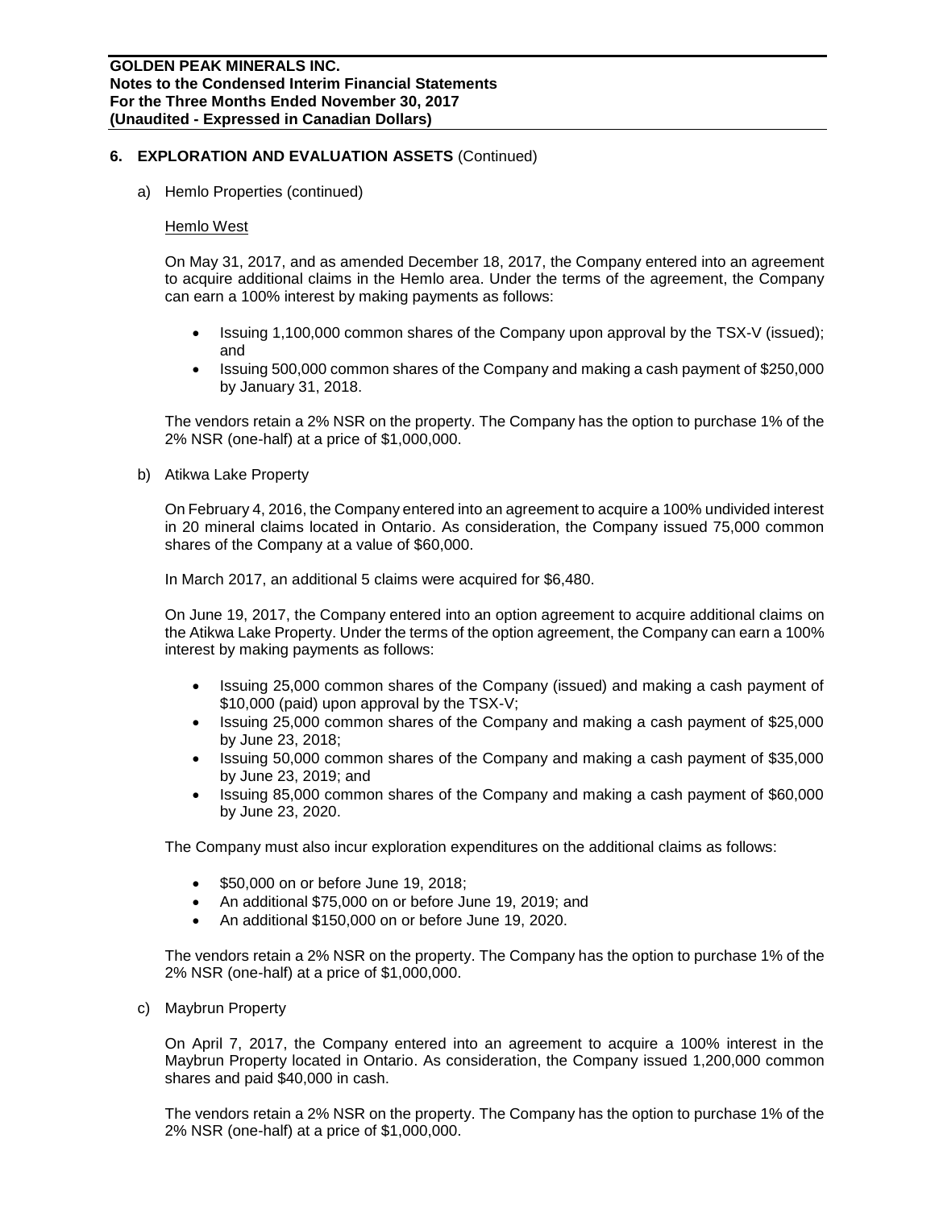## 6. EXPLORATION AND EVALUATION ASSETS (Continued)

a) Hemlo Properties (continued)

<u>Hemlo West</u>

On May 31, 2017, and as amended December 18, 2017, the Company entered into an agreement to acquire additional claims in the Hemlo area. Under the terms of the agreement, the Company can earn a 100% interest by making payments as follows:

- Issuing 1,100,000 common shares of the Company upon approval by the TSX-V (issued); and
- Issuing 500,000 common shares of the Company and making a cash payment of $250,000 by January 31, 2018.

The vendors retain a 2% NSR on the property. The Company has the option to purchase 1% of the 2% NSR (one-half) at a price of $1,000,000.

b) Atikwa Lake Property

On February 4, 2016, the Company entered into an agreement to acquire a 100% undivided interest in 20 mineral claims located in Ontario. As consideration, the Company issued 75,000 common shares of the Company at a value of $60,000.

In March 2017, an additional 5 claims were acquired for $6,480.

On June 19, 2017, the Company entered into an option agreement to acquire additional claims on the Atikwa Lake Property. Under the terms of the option agreement, the Company can earn a 100% interest by making payments as follows:

- Issuing 25,000 common shares of the Company (issued) and making a cash payment of $10,000 (paid) upon approval by the TSX-V;
- Issuing 25,000 common shares of the Company and making a cash payment of $25,000 by June 23, 2018;
- Issuing 50,000 common shares of the Company and making a cash payment of $35,000 by June 23, 2019; and
- Issuing 85,000 common shares of the Company and making a cash payment of $60,000 by June 23, 2020.

The Company must also incur exploration expenditures on the additional claims as follows:

- $50,000 on or before June 19, 2018;
- An additional $75,000 on or before June 19, 2019; and
- An additional $150,000 on or before June 19, 2020.

The vendors retain a 2% NSR on the property. The Company has the option to purchase 1% of the 2% NSR (one-half) at a price of $1,000,000.

c) Maybrun Property

On April 7, 2017, the Company entered into an agreement to acquire a 100% interest in the Maybrun Property located in Ontario. As consideration, the Company issued 1,200,000 common shares and paid $40,000 in cash.

The vendors retain a 2% NSR on the property. The Company has the option to purchase 1% of the 2% NSR (one-half) at a price of $1,000,000.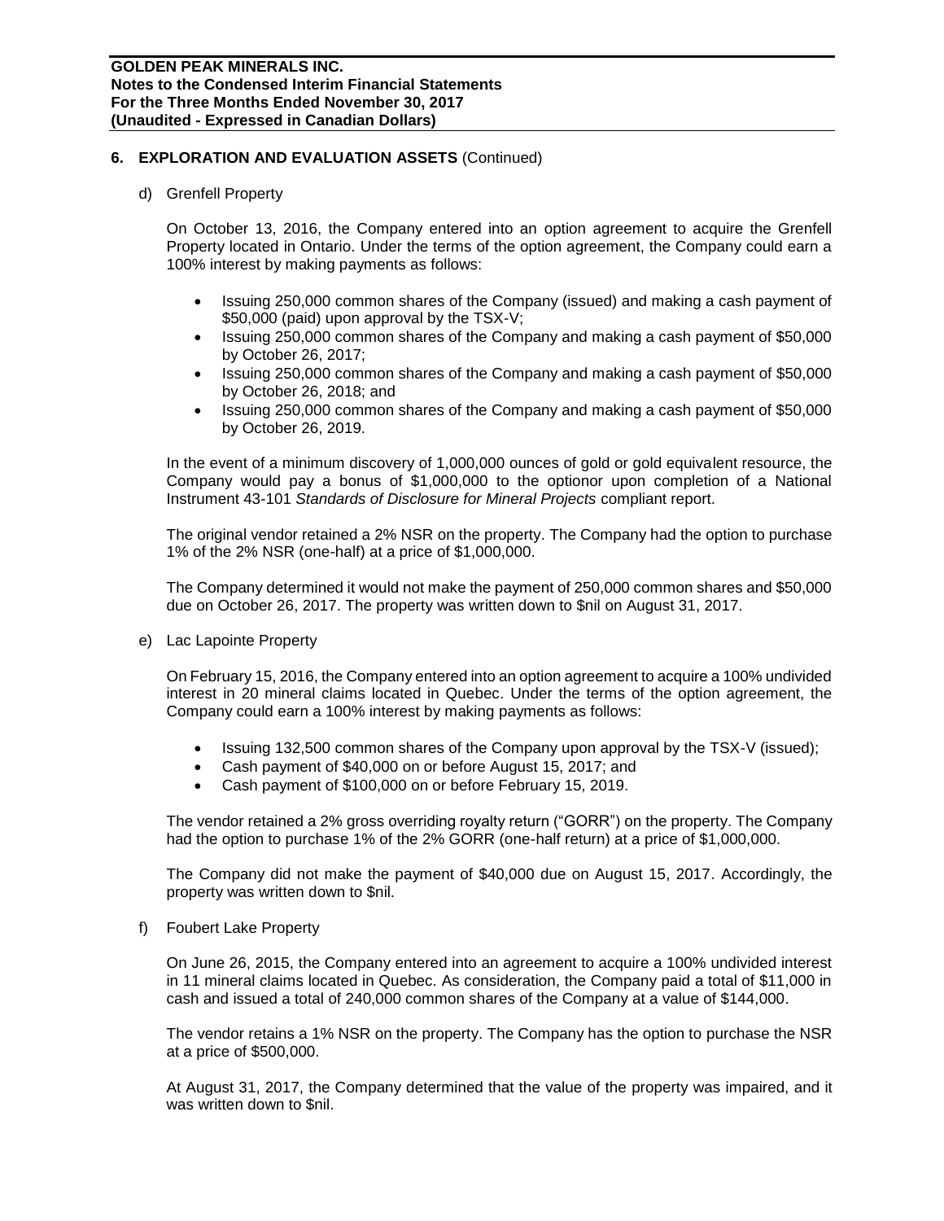## 6. EXPLORATION AND EVALUATION ASSETS (Continued)

d) Grenfell Property

On October 13, 2016, the Company entered into an option agreement to acquire the Grenfell Property located in Ontario. Under the terms of the option agreement, the Company could earn a 100% interest by making payments as follows:

- Issuing 250,000 common shares of the Company (issued) and making a cash payment of \$50,000 (paid) upon approval by the TSX-V;
- Issuing 250,000 common shares of the Company and making a cash payment of \$50,000 by October 26, 2017;
- Issuing 250,000 common shares of the Company and making a cash payment of \$50,000 by October 26, 2018; and
- Issuing 250,000 common shares of the Company and making a cash payment of \$50,000 by October 26, 2019.

In the event of a minimum discovery of 1,000,000 ounces of gold or gold equivalent resource, the Company would pay a bonus of \$1,000,000 to the optionor upon completion of a National Instrument 43-101 *Standards of Disclosure for Mineral Projects* compliant report.

The original vendor retained a 2% NSR on the property. The Company had the option to purchase 1% of the 2% NSR (one-half) at a price of \$1,000,000.

The Company determined it would not make the payment of 250,000 common shares and \$50,000 due on October 26, 2017. The property was written down to \$nil on August 31, 2017.

e) Lac Lapointe Property

On February 15, 2016, the Company entered into an option agreement to acquire a 100% undivided interest in 20 mineral claims located in Quebec. Under the terms of the option agreement, the Company could earn a 100% interest by making payments as follows:

- Issuing 132,500 common shares of the Company upon approval by the TSX-V (issued);
- Cash payment of \$40,000 on or before August 15, 2017; and
- Cash payment of \$100,000 on or before February 15, 2019.

The vendor retained a 2% gross overriding royalty return ("GORR") on the property. The Company had the option to purchase 1% of the 2% GORR (one-half return) at a price of \$1,000,000.

The Company did not make the payment of \$40,000 due on August 15, 2017. Accordingly, the property was written down to \$nil.

f) Foubert Lake Property

On June 26, 2015, the Company entered into an agreement to acquire a 100% undivided interest in 11 mineral claims located in Quebec. As consideration, the Company paid a total of \$11,000 in cash and issued a total of 240,000 common shares of the Company at a value of \$144,000.

The vendor retains a 1% NSR on the property. The Company has the option to purchase the NSR at a price of \$500,000.

At August 31, 2017, the Company determined that the value of the property was impaired, and it was written down to \$nil.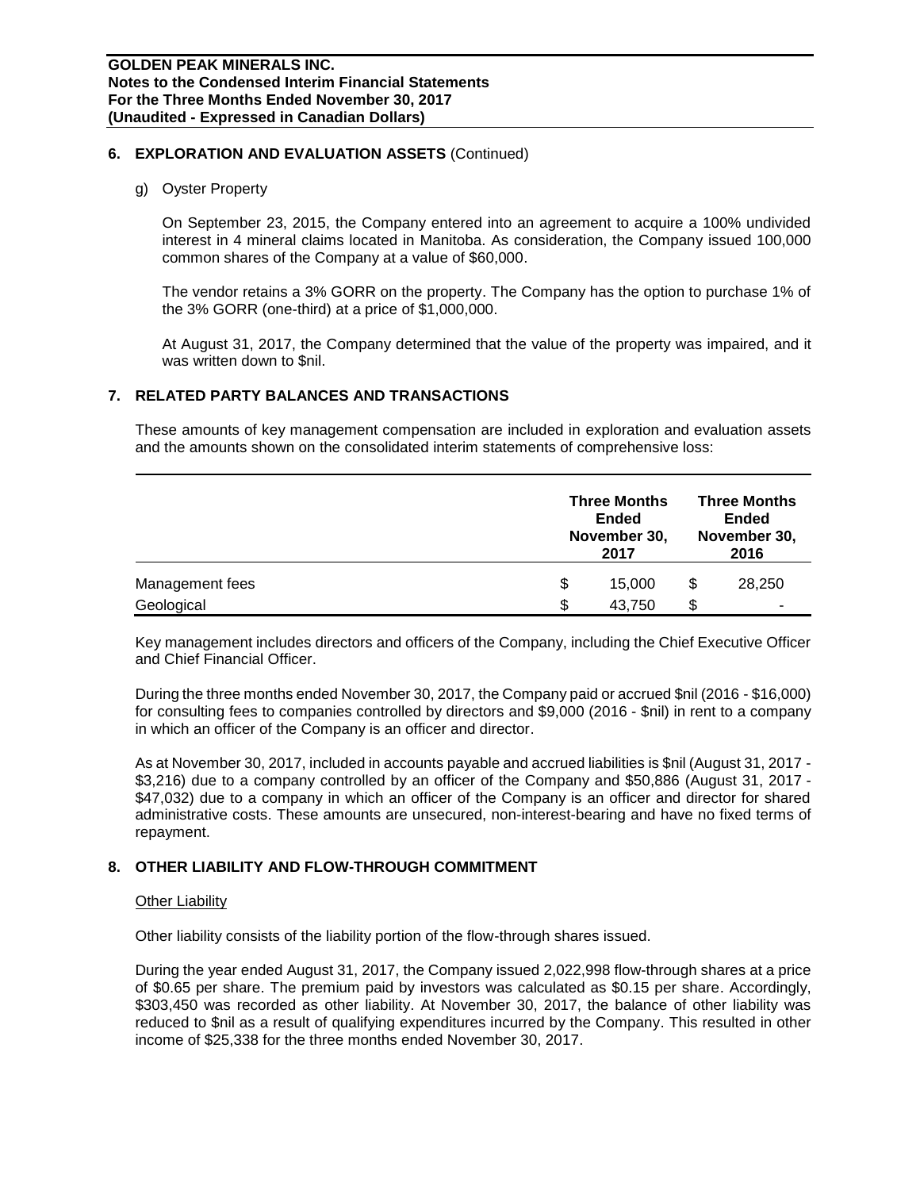## 6. EXPLORATION AND EVALUATION ASSETS (Continued)

g) Oyster Property

On September 23, 2015, the Company entered into an agreement to acquire a 100% undivided interest in 4 mineral claims located in Manitoba. As consideration, the Company issued 100,000 common shares of the Company at a value of $60,000.

The vendor retains a 3% GORR on the property. The Company has the option to purchase 1% of the 3% GORR (one-third) at a price of $1,000,000.

At August 31, 2017, the Company determined that the value of the property was impaired, and it was written down to $nil.

## 7. RELATED PARTY BALANCES AND TRANSACTIONS

These amounts of key management compensation are included in exploration and evaluation assets and the amounts shown on the consolidated interim statements of comprehensive loss:

| | Three Months Ended November 30, 2017 | Three Months Ended November 30, 2016 |
|---|---|---|
| Management fees | $ 15,000 | $ 28,250 |
| Geological | $ 43,750 | $ - |

Key management includes directors and officers of the Company, including the Chief Executive Officer and Chief Financial Officer.

During the three months ended November 30, 2017, the Company paid or accrued $nil (2016 - $16,000) for consulting fees to companies controlled by directors and $9,000 (2016 - $nil) in rent to a company in which an officer of the Company is an officer and director.

As at November 30, 2017, included in accounts payable and accrued liabilities is $nil (August 31, 2017 - $3,216) due to a company controlled by an officer of the Company and $50,886 (August 31, 2017 - $47,032) due to a company in which an officer of the Company is an officer and director for shared administrative costs. These amounts are unsecured, non-interest-bearing and have no fixed terms of repayment.

## 8. OTHER LIABILITY AND FLOW-THROUGH COMMITMENT

Other Liability

Other liability consists of the liability portion of the flow-through shares issued.

During the year ended August 31, 2017, the Company issued 2,022,998 flow-through shares at a price of $0.65 per share. The premium paid by investors was calculated as $0.15 per share. Accordingly, $303,450 was recorded as other liability. At November 30, 2017, the balance of other liability was reduced to $nil as a result of qualifying expenditures incurred by the Company. This resulted in other income of $25,338 for the three months ended November 30, 2017.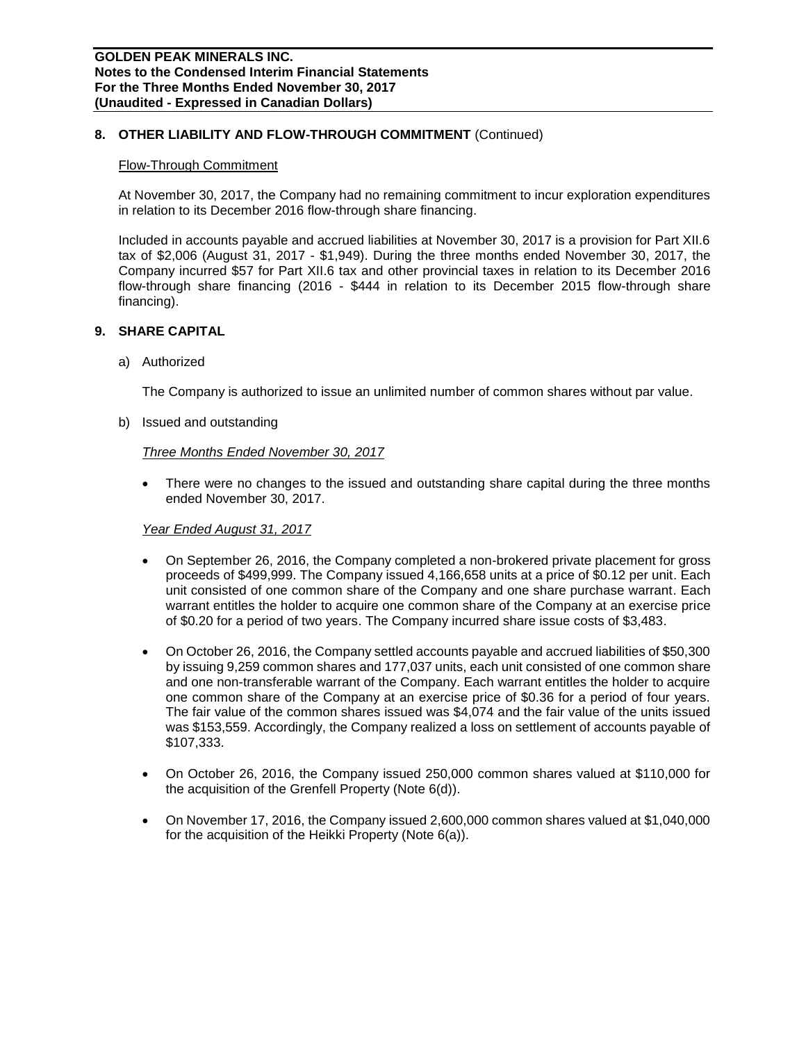## 8. OTHER LIABILITY AND FLOW-THROUGH COMMITMENT (Continued)

Flow-Through Commitment

At November 30, 2017, the Company had no remaining commitment to incur exploration expenditures in relation to its December 2016 flow-through share financing.

Included in accounts payable and accrued liabilities at November 30, 2017 is a provision for Part XII.6 tax of $2,006 (August 31, 2017 - $1,949). During the three months ended November 30, 2017, the Company incurred $57 for Part XII.6 tax and other provincial taxes in relation to its December 2016 flow-through share financing (2016 - $444 in relation to its December 2015 flow-through share financing).

## 9. SHARE CAPITAL

a) Authorized

The Company is authorized to issue an unlimited number of common shares without par value.

b) Issued and outstanding

*Three Months Ended November 30, 2017*

- There were no changes to the issued and outstanding share capital during the three months ended November 30, 2017.

*Year Ended August 31, 2017*

- On September 26, 2016, the Company completed a non-brokered private placement for gross proceeds of $499,999. The Company issued 4,166,658 units at a price of $0.12 per unit. Each unit consisted of one common share of the Company and one share purchase warrant. Each warrant entitles the holder to acquire one common share of the Company at an exercise price of $0.20 for a period of two years. The Company incurred share issue costs of $3,483.

- On October 26, 2016, the Company settled accounts payable and accrued liabilities of $50,300 by issuing 9,259 common shares and 177,037 units, each unit consisted of one common share and one non-transferable warrant of the Company. Each warrant entitles the holder to acquire one common share of the Company at an exercise price of $0.36 for a period of four years. The fair value of the common shares issued was $4,074 and the fair value of the units issued was $153,559. Accordingly, the Company realized a loss on settlement of accounts payable of $107,333.

- On October 26, 2016, the Company issued 250,000 common shares valued at $110,000 for the acquisition of the Grenfell Property (Note 6(d)).

- On November 17, 2016, the Company issued 2,600,000 common shares valued at $1,040,000 for the acquisition of the Heikki Property (Note 6(a)).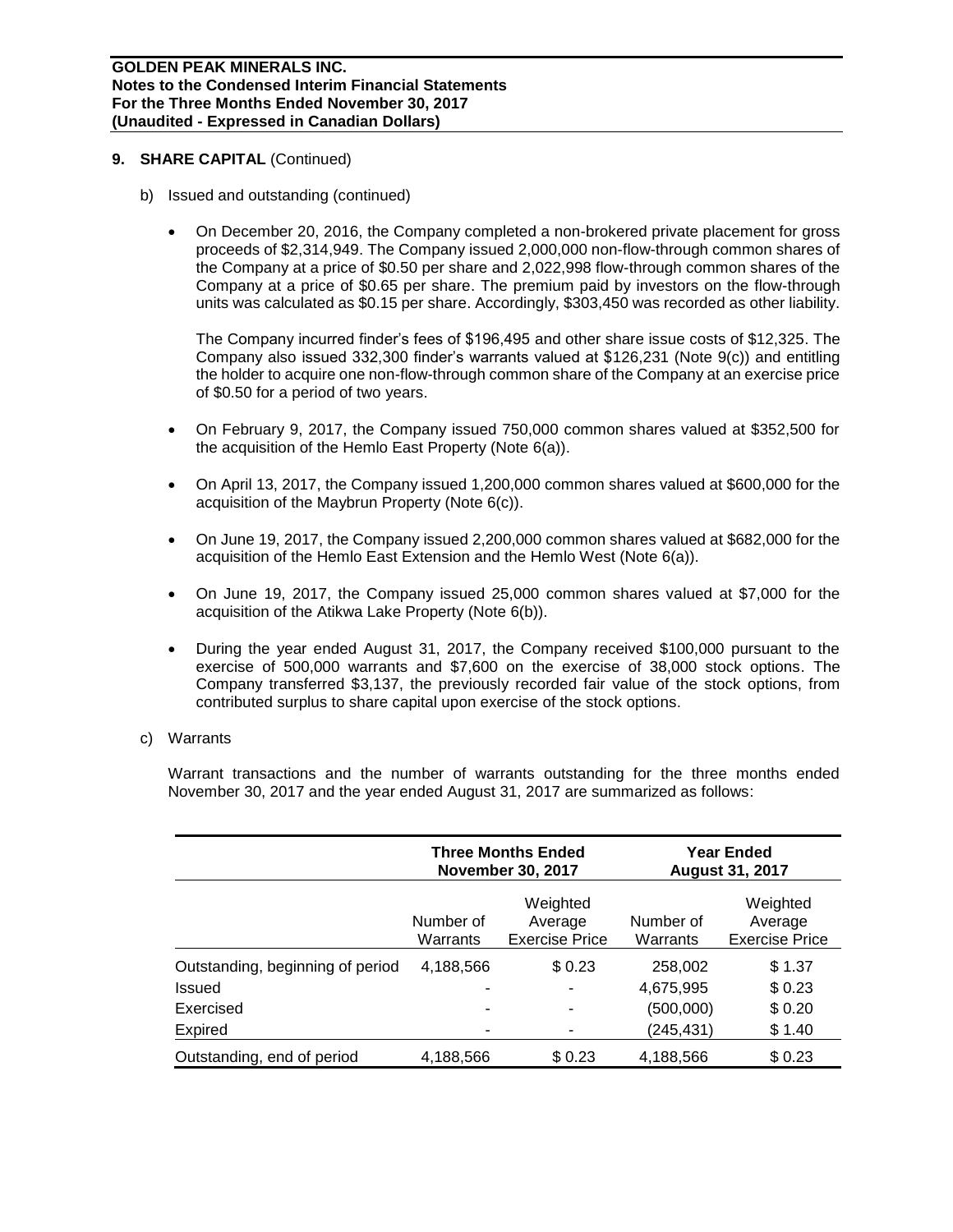## 9. SHARE CAPITAL (Continued)

b) Issued and outstanding (continued)

- On December 20, 2016, the Company completed a non-brokered private placement for gross proceeds of $2,314,949. The Company issued 2,000,000 non-flow-through common shares of the Company at a price of $0.50 per share and 2,022,998 flow-through common shares of the Company at a price of $0.65 per share. The premium paid by investors on the flow-through units was calculated as $0.15 per share. Accordingly, $303,450 was recorded as other liability.

  The Company incurred finder's fees of $196,495 and other share issue costs of $12,325. The Company also issued 332,300 finder's warrants valued at $126,231 (Note 9(c)) and entitling the holder to acquire one non-flow-through common share of the Company at an exercise price of $0.50 for a period of two years.

- On February 9, 2017, the Company issued 750,000 common shares valued at $352,500 for the acquisition of the Hemlo East Property (Note 6(a)).

- On April 13, 2017, the Company issued 1,200,000 common shares valued at $600,000 for the acquisition of the Maybrun Property (Note 6(c)).

- On June 19, 2017, the Company issued 2,200,000 common shares valued at $682,000 for the acquisition of the Hemlo East Extension and the Hemlo West (Note 6(a)).

- On June 19, 2017, the Company issued 25,000 common shares valued at $7,000 for the acquisition of the Atikwa Lake Property (Note 6(b)).

- During the year ended August 31, 2017, the Company received $100,000 pursuant to the exercise of 500,000 warrants and $7,600 on the exercise of 38,000 stock options. The Company transferred $3,137, the previously recorded fair value of the stock options, from contributed surplus to share capital upon exercise of the stock options.

c) Warrants

Warrant transactions and the number of warrants outstanding for the three months ended November 30, 2017 and the year ended August 31, 2017 are summarized as follows:

| | Three Months Ended November 30, 2017 | | Year Ended August 31, 2017 | |
|---|---|---|---|---|
| | Number of Warrants | Weighted Average Exercise Price | Number of Warrants | Weighted Average Exercise Price |
| Outstanding, beginning of period | 4,188,566 | $ 0.23 | 258,002 | $ 1.37 |
| Issued | - | - | 4,675,995 | $ 0.23 |
| Exercised | - | - | (500,000) | $ 0.20 |
| Expired | - | - | (245,431) | $ 1.40 |
| Outstanding, end of period | 4,188,566 | $ 0.23 | 4,188,566 | $ 0.23 |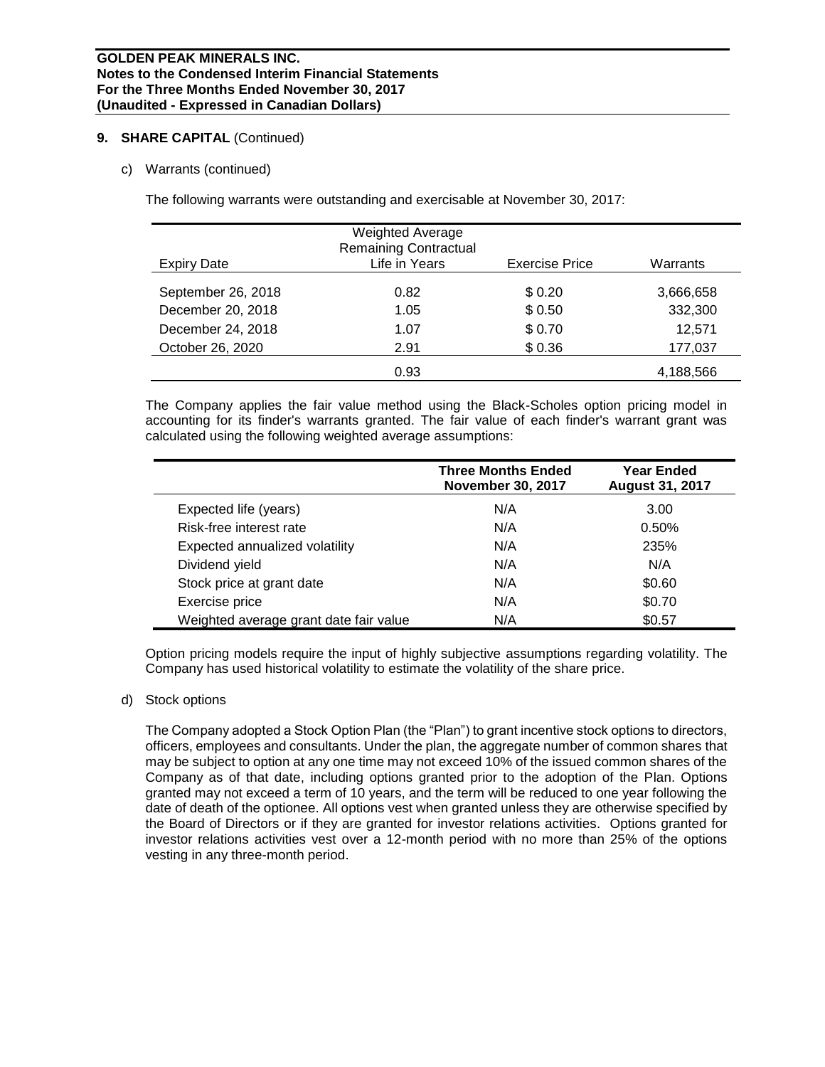## 9. SHARE CAPITAL (Continued)

c) Warrants (continued)

The following warrants were outstanding and exercisable at November 30, 2017:

| Expiry Date | Weighted Average Remaining Contractual Life in Years | Exercise Price | Warrants |
|---|---|---|---|
| September 26, 2018 | 0.82 | $ 0.20 | 3,666,658 |
| December 20, 2018 | 1.05 | $ 0.50 | 332,300 |
| December 24, 2018 | 1.07 | $ 0.70 | 12,571 |
| October 26, 2020 | 2.91 | $ 0.36 | 177,037 |
| | 0.93 | | 4,188,566 |

The Company applies the fair value method using the Black-Scholes option pricing model in accounting for its finder's warrants granted. The fair value of each finder's warrant grant was calculated using the following weighted average assumptions:

| | Three Months Ended November 30, 2017 | Year Ended August 31, 2017 |
|---|---|---|
| Expected life (years) | N/A | 3.00 |
| Risk-free interest rate | N/A | 0.50% |
| Expected annualized volatility | N/A | 235% |
| Dividend yield | N/A | N/A |
| Stock price at grant date | N/A | $0.60 |
| Exercise price | N/A | $0.70 |
| Weighted average grant date fair value | N/A | $0.57 |

Option pricing models require the input of highly subjective assumptions regarding volatility. The Company has used historical volatility to estimate the volatility of the share price.

d) Stock options

The Company adopted a Stock Option Plan (the "Plan") to grant incentive stock options to directors, officers, employees and consultants. Under the plan, the aggregate number of common shares that may be subject to option at any one time may not exceed 10% of the issued common shares of the Company as of that date, including options granted prior to the adoption of the Plan. Options granted may not exceed a term of 10 years, and the term will be reduced to one year following the date of death of the optionee. All options vest when granted unless they are otherwise specified by the Board of Directors or if they are granted for investor relations activities. Options granted for investor relations activities vest over a 12-month period with no more than 25% of the options vesting in any three-month period.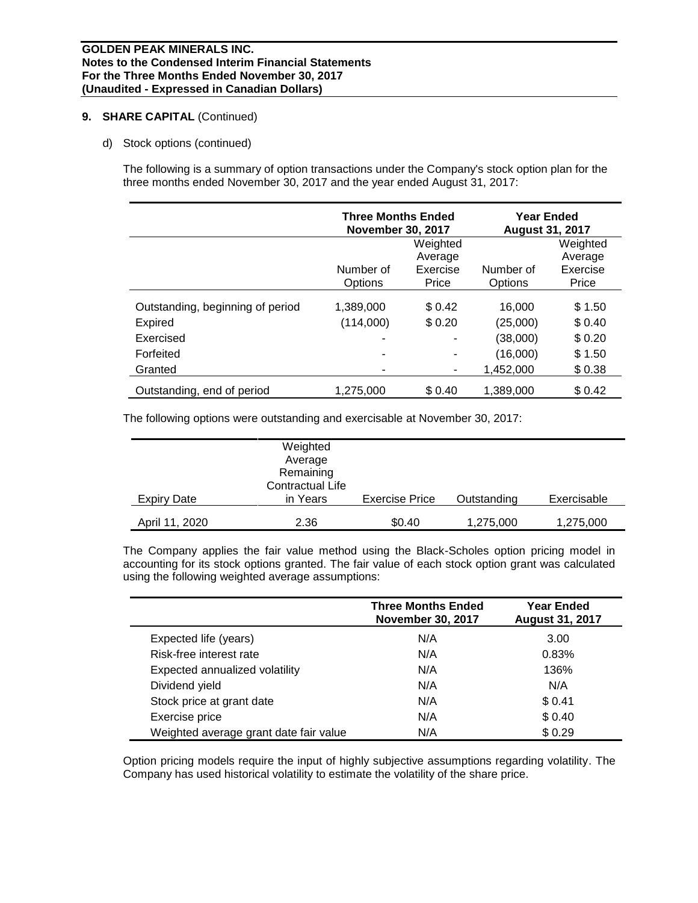## 9. SHARE CAPITAL (Continued)

d) Stock options (continued)

The following is a summary of option transactions under the Company's stock option plan for the three months ended November 30, 2017 and the year ended August 31, 2017:

| | Three Months Ended November 30, 2017 | | Year Ended August 31, 2017 | |
|---|---|---|---|---|
| | Number of Options | Weighted Average Exercise Price | Number of Options | Weighted Average Exercise Price |
| Outstanding, beginning of period | 1,389,000 | $ 0.42 | 16,000 | $ 1.50 |
| Expired | (114,000) | $ 0.20 | (25,000) | $ 0.40 |
| Exercised | - | - | (38,000) | $ 0.20 |
| Forfeited | - | - | (16,000) | $ 1.50 |
| Granted | - | - | 1,452,000 | $ 0.38 |
| Outstanding, end of period | 1,275,000 | $ 0.40 | 1,389,000 | $ 0.42 |

The following options were outstanding and exercisable at November 30, 2017:

| Expiry Date | Weighted Average Remaining Contractual Life in Years | Exercise Price | Outstanding | Exercisable |
|---|---|---|---|---|
| April 11, 2020 | 2.36 | $0.40 | 1,275,000 | 1,275,000 |

The Company applies the fair value method using the Black-Scholes option pricing model in accounting for its stock options granted. The fair value of each stock option grant was calculated using the following weighted average assumptions:

| | Three Months Ended November 30, 2017 | Year Ended August 31, 2017 |
|---|---|---|
| Expected life (years) | N/A | 3.00 |
| Risk-free interest rate | N/A | 0.83% |
| Expected annualized volatility | N/A | 136% |
| Dividend yield | N/A | N/A |
| Stock price at grant date | N/A | $ 0.41 |
| Exercise price | N/A | $ 0.40 |
| Weighted average grant date fair value | N/A | $ 0.29 |

Option pricing models require the input of highly subjective assumptions regarding volatility. The Company has used historical volatility to estimate the volatility of the share price.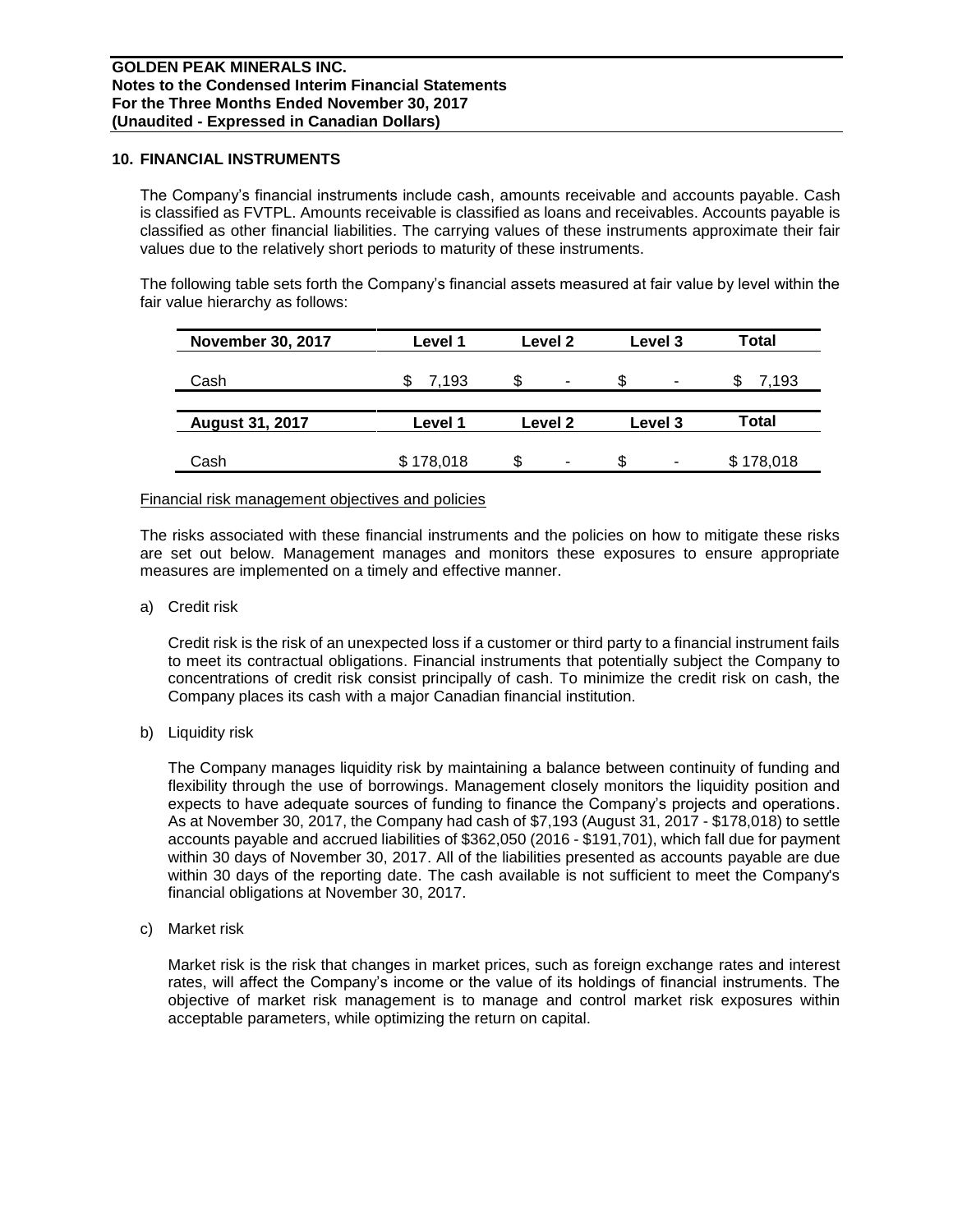## 10. FINANCIAL INSTRUMENTS

The Company's financial instruments include cash, amounts receivable and accounts payable. Cash is classified as FVTPL. Amounts receivable is classified as loans and receivables. Accounts payable is classified as other financial liabilities. The carrying values of these instruments approximate their fair values due to the relatively short periods to maturity of these instruments.

The following table sets forth the Company's financial assets measured at fair value by level within the fair value hierarchy as follows:

| November 30, 2017 | Level 1 | Level 2 | Level 3 | Total |
|---|---|---|---|---|
| Cash | $ 7,193 | $ - | $ - | $ 7,193 |

| August 31, 2017 | Level 1 | Level 2 | Level 3 | Total |
|---|---|---|---|---|
| Cash | $ 178,018 | $ - | $ - | $ 178,018 |

Financial risk management objectives and policies

The risks associated with these financial instruments and the policies on how to mitigate these risks are set out below. Management manages and monitors these exposures to ensure appropriate measures are implemented on a timely and effective manner.

a) Credit risk

Credit risk is the risk of an unexpected loss if a customer or third party to a financial instrument fails to meet its contractual obligations. Financial instruments that potentially subject the Company to concentrations of credit risk consist principally of cash. To minimize the credit risk on cash, the Company places its cash with a major Canadian financial institution.

b) Liquidity risk

The Company manages liquidity risk by maintaining a balance between continuity of funding and flexibility through the use of borrowings. Management closely monitors the liquidity position and expects to have adequate sources of funding to finance the Company's projects and operations. As at November 30, 2017, the Company had cash of $7,193 (August 31, 2017 - $178,018) to settle accounts payable and accrued liabilities of $362,050 (2016 - $191,701), which fall due for payment within 30 days of November 30, 2017. All of the liabilities presented as accounts payable are due within 30 days of the reporting date. The cash available is not sufficient to meet the Company's financial obligations at November 30, 2017.

c) Market risk

Market risk is the risk that changes in market prices, such as foreign exchange rates and interest rates, will affect the Company's income or the value of its holdings of financial instruments. The objective of market risk management is to manage and control market risk exposures within acceptable parameters, while optimizing the return on capital.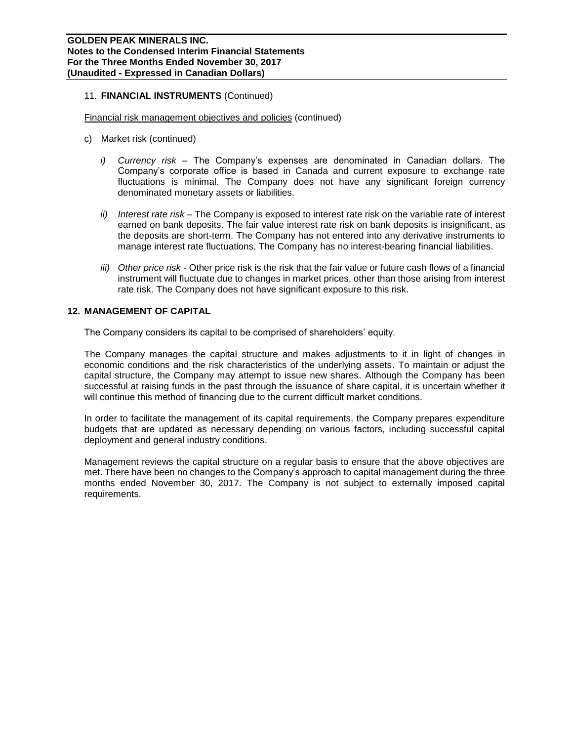11. **FINANCIAL INSTRUMENTS** (Continued)

Financial risk management objectives and policies (continued)

c) Market risk (continued)

   *i) Currency risk* – The Company's expenses are denominated in Canadian dollars. The Company's corporate office is based in Canada and current exposure to exchange rate fluctuations is minimal. The Company does not have any significant foreign currency denominated monetary assets or liabilities.

   *ii) Interest rate risk* – The Company is exposed to interest rate risk on the variable rate of interest earned on bank deposits. The fair value interest rate risk on bank deposits is insignificant, as the deposits are short-term. The Company has not entered into any derivative instruments to manage interest rate fluctuations. The Company has no interest-bearing financial liabilities.

   *iii) Other price risk* - Other price risk is the risk that the fair value or future cash flows of a financial instrument will fluctuate due to changes in market prices, other than those arising from interest rate risk. The Company does not have significant exposure to this risk.

## 12. MANAGEMENT OF CAPITAL

The Company considers its capital to be comprised of shareholders' equity.

The Company manages the capital structure and makes adjustments to it in light of changes in economic conditions and the risk characteristics of the underlying assets. To maintain or adjust the capital structure, the Company may attempt to issue new shares. Although the Company has been successful at raising funds in the past through the issuance of share capital, it is uncertain whether it will continue this method of financing due to the current difficult market conditions.

In order to facilitate the management of its capital requirements, the Company prepares expenditure budgets that are updated as necessary depending on various factors, including successful capital deployment and general industry conditions.

Management reviews the capital structure on a regular basis to ensure that the above objectives are met. There have been no changes to the Company's approach to capital management during the three months ended November 30, 2017. The Company is not subject to externally imposed capital requirements.